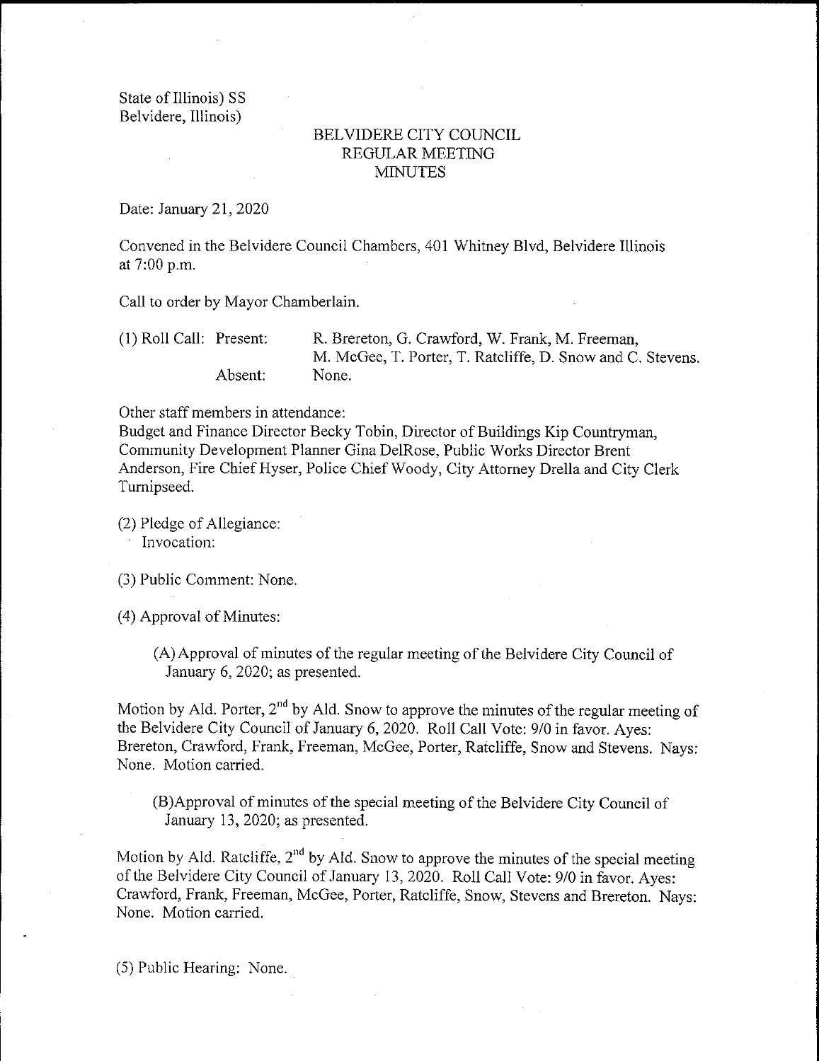State of Illinois) SS
Belvidere, Illinois)

# BELVIDERE CITY COUNCIL
## REGULAR MEETING
## MINUTES

Date: January 21, 2020

Convened in the Belvidere Council Chambers, 401 Whitney Blvd, Belvidere Illinois at 7:00 p.m.

Call to order by Mayor Chamberlain.

(1) Roll Call: Present: R. Brereton, G. Crawford, W. Frank, M. Freeman, M. McGee, T. Porter, T. Ratcliffe, D. Snow and C. Stevens.
Absent: None.

Other staff members in attendance:
Budget and Finance Director Becky Tobin, Director of Buildings Kip Countryman, Community Development Planner Gina DelRose, Public Works Director Brent Anderson, Fire Chief Hyser, Police Chief Woody, City Attorney Drella and City Clerk Turnipseed.

(2) Pledge of Allegiance:
Invocation:

(3) Public Comment: None.

(4) Approval of Minutes:

(A) Approval of minutes of the regular meeting of the Belvidere City Council of January 6, 2020; as presented.

Motion by Ald. Porter, 2nd by Ald. Snow to approve the minutes of the regular meeting of the Belvidere City Council of January 6, 2020. Roll Call Vote: 9/0 in favor. Ayes: Brereton, Crawford, Frank, Freeman, McGee, Porter, Ratcliffe, Snow and Stevens. Nays: None. Motion carried.

(B) Approval of minutes of the special meeting of the Belvidere City Council of January 13, 2020; as presented.

Motion by Ald. Ratcliffe, 2nd by Ald. Snow to approve the minutes of the special meeting of the Belvidere City Council of January 13, 2020. Roll Call Vote: 9/0 in favor. Ayes: Crawford, Frank, Freeman, McGee, Porter, Ratcliffe, Snow, Stevens and Brereton. Nays: None. Motion carried.

(5) Public Hearing: None.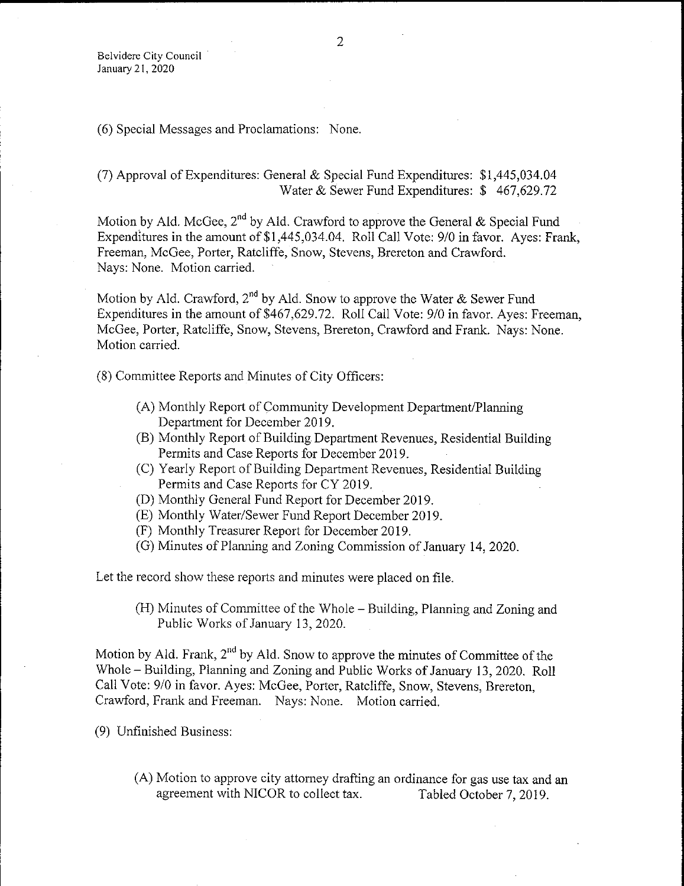(6) Special Messages and Proclamations: None.

(7) Approval of Expenditures: General & Special Fund Expenditures: $1,445,034.04
Water & Sewer Fund Expenditures: $ 467,629.72

Motion by Ald. McGee, 2nd by Ald. Crawford to approve the General & Special Fund Expenditures in the amount of $1,445,034.04. Roll Call Vote: 9/0 in favor. Ayes: Frank, Freeman, McGee, Porter, Ratcliffe, Snow, Stevens, Brereton and Crawford. Nays: None. Motion carried.

Motion by Ald. Crawford, 2nd by Ald. Snow to approve the Water & Sewer Fund Expenditures in the amount of $467,629.72. Roll Call Vote: 9/0 in favor. Ayes: Freeman, McGee, Porter, Ratcliffe, Snow, Stevens, Brereton, Crawford and Frank. Nays: None. Motion carried.

(8) Committee Reports and Minutes of City Officers:

(A) Monthly Report of Community Development Department/Planning Department for December 2019.
(B) Monthly Report of Building Department Revenues, Residential Building Permits and Case Reports for December 2019.
(C) Yearly Report of Building Department Revenues, Residential Building Permits and Case Reports for CY 2019.
(D) Monthly General Fund Report for December 2019.
(E) Monthly Water/Sewer Fund Report December 2019.
(F) Monthly Treasurer Report for December 2019.
(G) Minutes of Planning and Zoning Commission of January 14, 2020.

Let the record show these reports and minutes were placed on file.

(H) Minutes of Committee of the Whole – Building, Planning and Zoning and Public Works of January 13, 2020.

Motion by Ald. Frank, 2nd by Ald. Snow to approve the minutes of Committee of the Whole – Building, Planning and Zoning and Public Works of January 13, 2020. Roll Call Vote: 9/0 in favor. Ayes: McGee, Porter, Ratcliffe, Snow, Stevens, Brereton, Crawford, Frank and Freeman. Nays: None. Motion carried.

(9) Unfinished Business:

(A) Motion to approve city attorney drafting an ordinance for gas use tax and an agreement with NICOR to collect tax. Tabled October 7, 2019.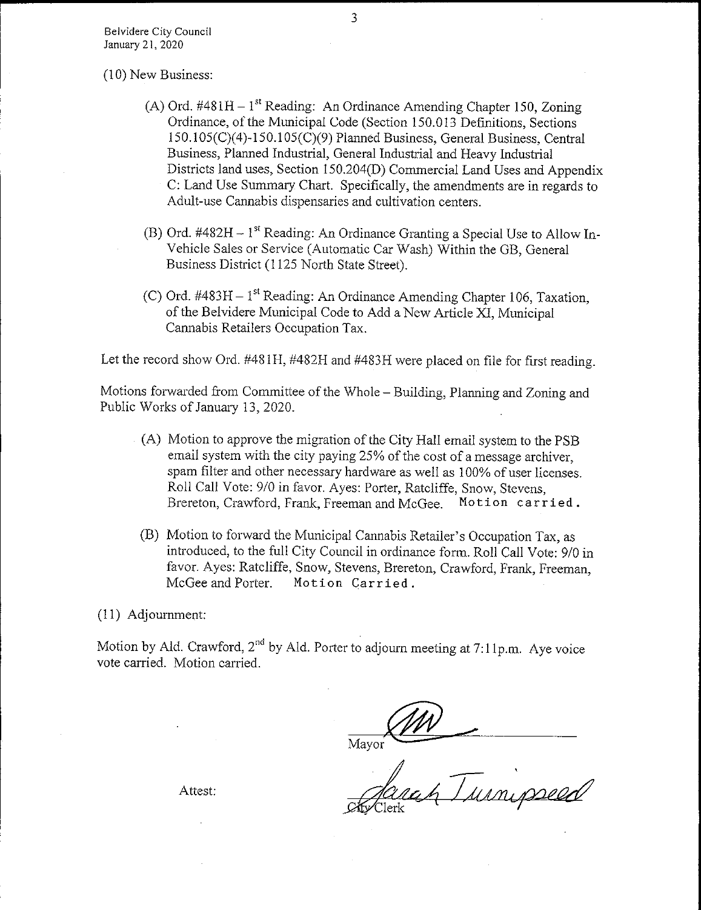(10) New Business:

(A) Ord. #481H – 1st Reading: An Ordinance Amending Chapter 150, Zoning Ordinance, of the Municipal Code (Section 150.013 Definitions, Sections 150.105(C)(4)-150.105(C)(9) Planned Business, General Business, Central Business, Planned Industrial, General Industrial and Heavy Industrial Districts land uses, Section 150.204(D) Commercial Land Uses and Appendix C: Land Use Summary Chart. Specifically, the amendments are in regards to Adult-use Cannabis dispensaries and cultivation centers.

(B) Ord. #482H – 1st Reading: An Ordinance Granting a Special Use to Allow In-Vehicle Sales or Service (Automatic Car Wash) Within the GB, General Business District (1125 North State Street).

(C) Ord. #483H – 1st Reading: An Ordinance Amending Chapter 106, Taxation, of the Belvidere Municipal Code to Add a New Article XI, Municipal Cannabis Retailers Occupation Tax.

Let the record show Ord. #481H, #482H and #483H were placed on file for first reading.

Motions forwarded from Committee of the Whole – Building, Planning and Zoning and Public Works of January 13, 2020.

(A) Motion to approve the migration of the City Hall email system to the PSB email system with the city paying 25% of the cost of a message archiver, spam filter and other necessary hardware as well as 100% of user licenses. Roll Call Vote: 9/0 in favor. Ayes: Porter, Ratcliffe, Snow, Stevens, Brereton, Crawford, Frank, Freeman and McGee. Motion carried.

(B) Motion to forward the Municipal Cannabis Retailer's Occupation Tax, as introduced, to the full City Council in ordinance form. Roll Call Vote: 9/0 in favor. Ayes: Ratcliffe, Snow, Stevens, Brereton, Crawford, Frank, Freeman, McGee and Porter. Motion Carried.

(11) Adjournment:

Motion by Ald. Crawford, 2nd by Ald. Porter to adjourn meeting at 7:11p.m. Aye voice vote carried. Motion carried.

Mayor

Attest:

City Clerk